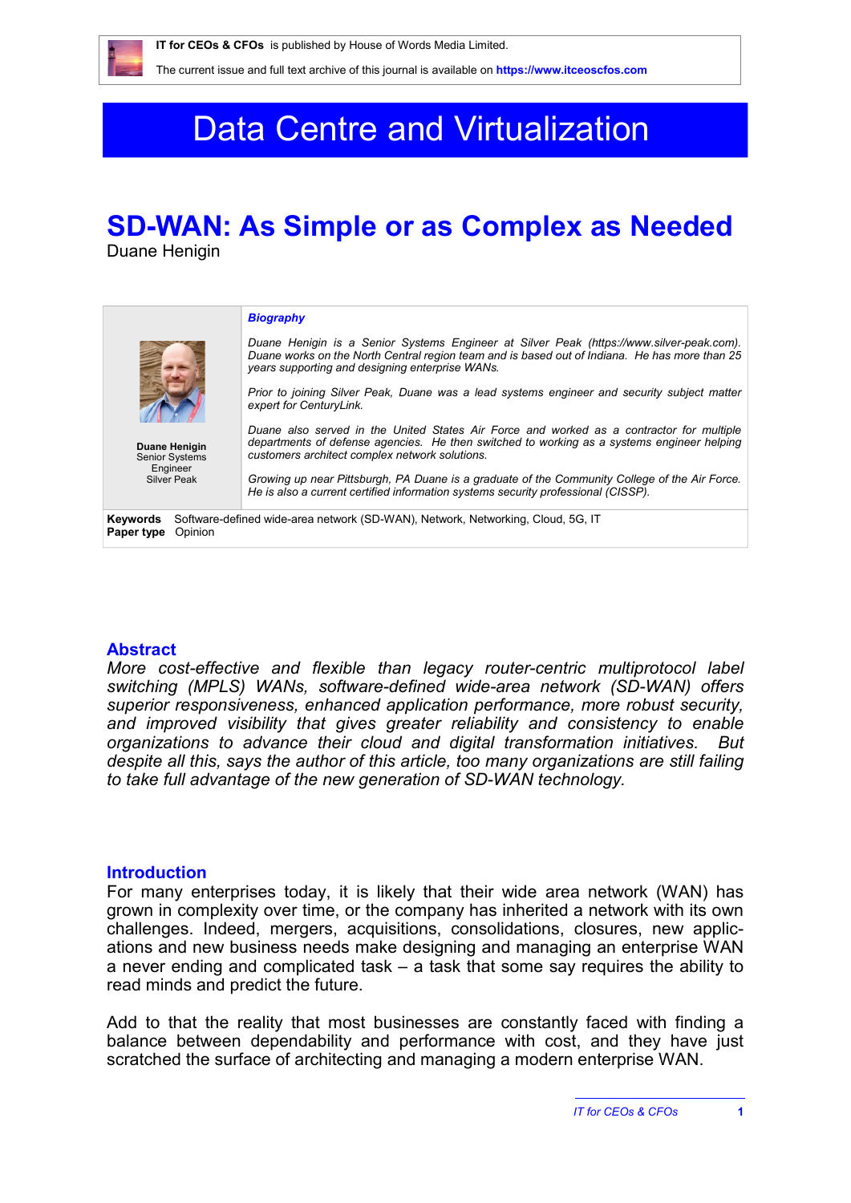IT for CEOs & CFOs is published by House of Words Media Limited.

The current issue and full text archive of this journal is available on https://www.itceoscfos.com

# Data Centre and Virtualization

## SD-WAN: As Simple or as Complex as Needed

Duane Henigin

**Duane Henigin**
Senior Systems Engineer
Silver Peak

***Biography***

*Duane Henigin is a Senior Systems Engineer at Silver Peak (https://www.silver-peak.com). Duane works on the North Central region team and is based out of Indiana. He has more than 25 years supporting and designing enterprise WANs.*

*Prior to joining Silver Peak, Duane was a lead systems engineer and security subject matter expert for CenturyLink.*

*Duane also served in the United States Air Force and worked as a contractor for multiple departments of defense agencies. He then switched to working as a systems engineer helping customers architect complex network solutions.*

*Growing up near Pittsburgh, PA Duane is a graduate of the Community College of the Air Force. He is also a current certified information systems security professional (CISSP).*

**Keywords** Software-defined wide-area network (SD-WAN), Network, Networking, Cloud, 5G, IT
**Paper type** Opinion

## Abstract

*More cost-effective and flexible than legacy router-centric multiprotocol label switching (MPLS) WANs, software-defined wide-area network (SD-WAN) offers superior responsiveness, enhanced application performance, more robust security, and improved visibility that gives greater reliability and consistency to enable organizations to advance their cloud and digital transformation initiatives. But despite all this, says the author of this article, too many organizations are still failing to take full advantage of the new generation of SD-WAN technology.*

## Introduction

For many enterprises today, it is likely that their wide area network (WAN) has grown in complexity over time, or the company has inherited a network with its own challenges. Indeed, mergers, acquisitions, consolidations, closures, new applications and new business needs make designing and managing an enterprise WAN a never ending and complicated task – a task that some say requires the ability to read minds and predict the future.

Add to that the reality that most businesses are constantly faced with finding a balance between dependability and performance with cost, and they have just scratched the surface of architecting and managing a modern enterprise WAN.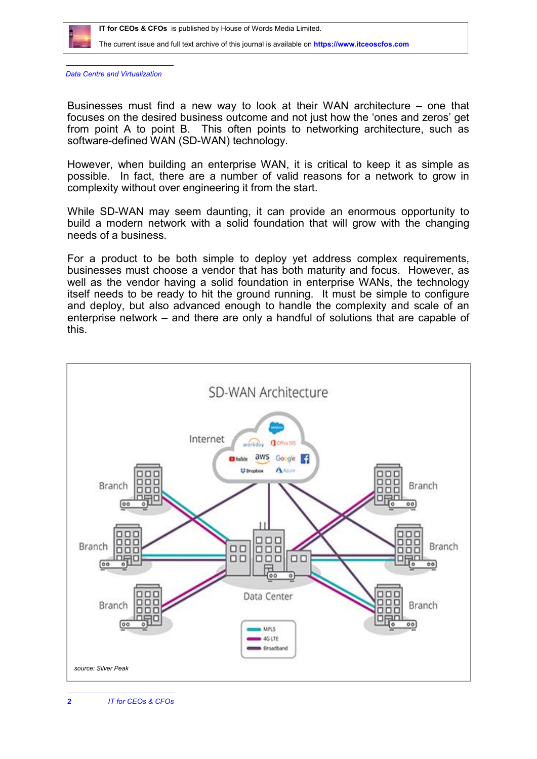Businesses must find a new way to look at their WAN architecture – one that focuses on the desired business outcome and not just how the 'ones and zeros' get from point A to point B. This often points to networking architecture, such as software-defined WAN (SD-WAN) technology.

However, when building an enterprise WAN, it is critical to keep it as simple as possible. In fact, there are a number of valid reasons for a network to grow in complexity without over engineering it from the start.

While SD-WAN may seem daunting, it can provide an enormous opportunity to build a modern network with a solid foundation that will grow with the changing needs of a business.

For a product to be both simple to deploy yet address complex requirements, businesses must choose a vendor that has both maturity and focus. However, as well as the vendor having a solid foundation in enterprise WANs, the technology itself needs to be ready to hit the ground running. It must be simple to configure and deploy, but also advanced enough to handle the complexity and scale of an enterprise network – and there are only a handful of solutions that are capable of this.

source: Silver Peak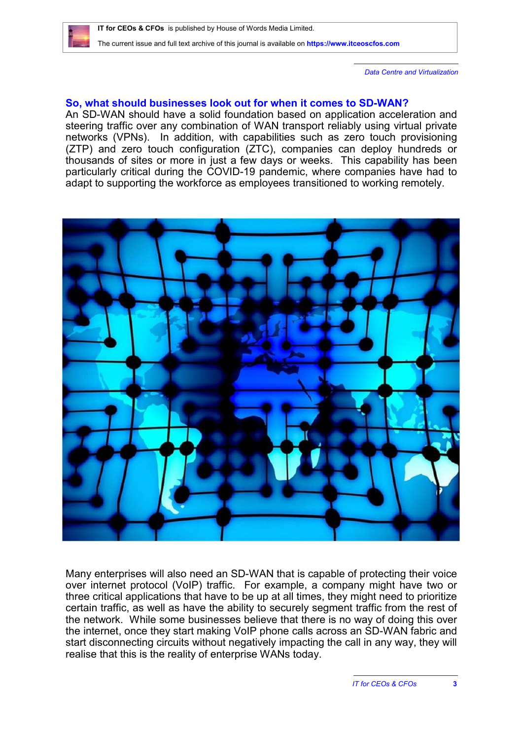## So, what should businesses look out for when it comes to SD-WAN?

An SD-WAN should have a solid foundation based on application acceleration and steering traffic over any combination of WAN transport reliably using virtual private networks (VPNs). In addition, with capabilities such as zero touch provisioning (ZTP) and zero touch configuration (ZTC), companies can deploy hundreds or thousands of sites or more in just a few days or weeks. This capability has been particularly critical during the COVID-19 pandemic, where companies have had to adapt to supporting the workforce as employees transitioned to working remotely.

Many enterprises will also need an SD-WAN that is capable of protecting their voice over internet protocol (VoIP) traffic. For example, a company might have two or three critical applications that have to be up at all times, they might need to prioritize certain traffic, as well as have the ability to securely segment traffic from the rest of the network. While some businesses believe that there is no way of doing this over the internet, once they start making VoIP phone calls across an SD-WAN fabric and start disconnecting circuits without negatively impacting the call in any way, they will realise that this is the reality of enterprise WANs today.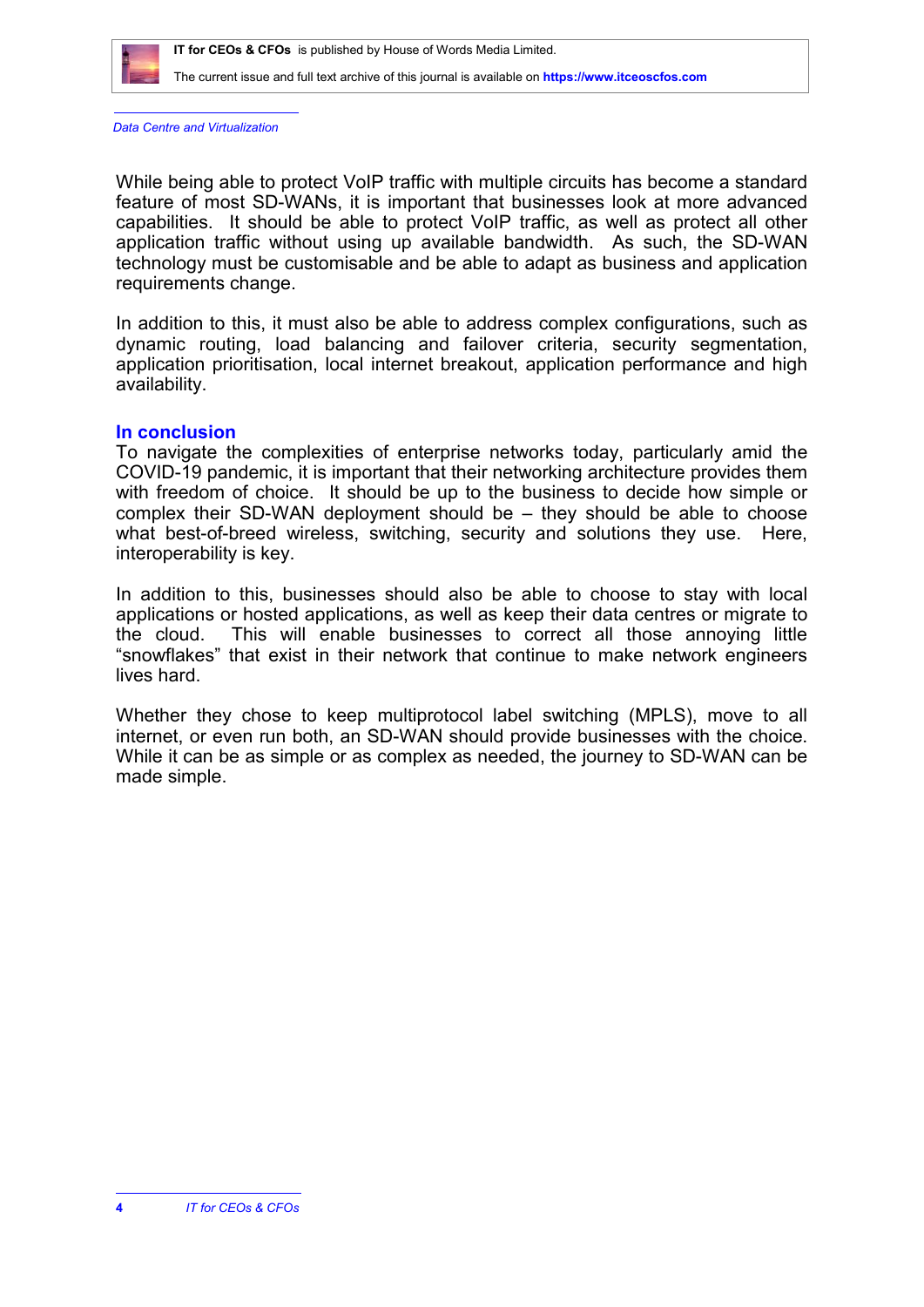While being able to protect VoIP traffic with multiple circuits has become a standard feature of most SD-WANs, it is important that businesses look at more advanced capabilities. It should be able to protect VoIP traffic, as well as protect all other application traffic without using up available bandwidth. As such, the SD-WAN technology must be customisable and be able to adapt as business and application requirements change.

In addition to this, it must also be able to address complex configurations, such as dynamic routing, load balancing and failover criteria, security segmentation, application prioritisation, local internet breakout, application performance and high availability.

## In conclusion

To navigate the complexities of enterprise networks today, particularly amid the COVID-19 pandemic, it is important that their networking architecture provides them with freedom of choice. It should be up to the business to decide how simple or complex their SD-WAN deployment should be – they should be able to choose what best-of-breed wireless, switching, security and solutions they use. Here, interoperability is key.

In addition to this, businesses should also be able to choose to stay with local applications or hosted applications, as well as keep their data centres or migrate to the cloud. This will enable businesses to correct all those annoying little "snowflakes" that exist in their network that continue to make network engineers lives hard.

Whether they chose to keep multiprotocol label switching (MPLS), move to all internet, or even run both, an SD-WAN should provide businesses with the choice. While it can be as simple or as complex as needed, the journey to SD-WAN can be made simple.